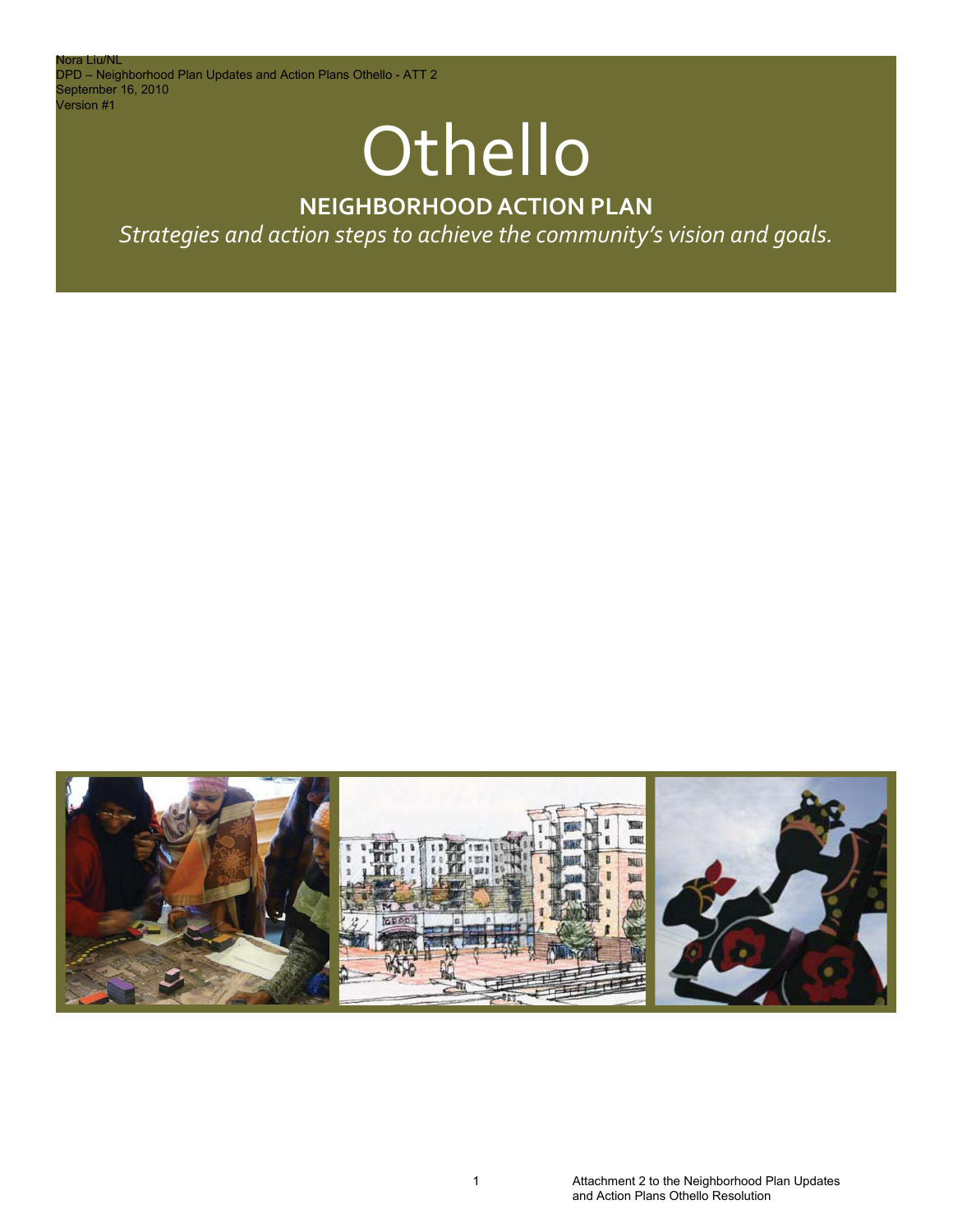Nora Liu/NL
DPD – Neighborhood Plan Updates and Action Plans Othello - ATT 2
September 16, 2010
Version #1

# Othello

## NEIGHBORHOOD ACTION PLAN

*Strategies and action steps to achieve the community's vision and goals.*

Attachment 2 to the Neighborhood Plan Updates and Action Plans Othello Resolution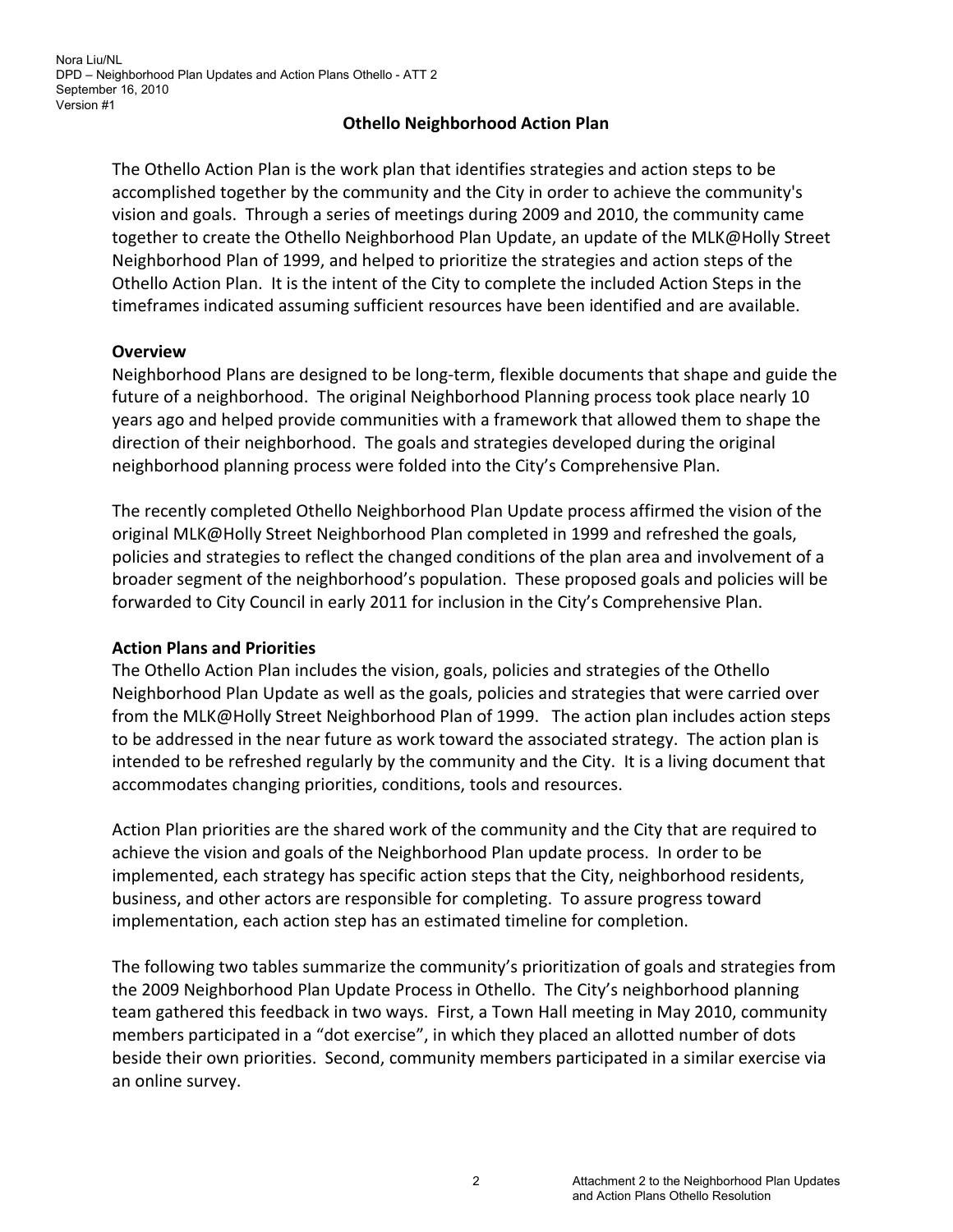# Othello Neighborhood Action Plan

The Othello Action Plan is the work plan that identifies strategies and action steps to be accomplished together by the community and the City in order to achieve the community's vision and goals. Through a series of meetings during 2009 and 2010, the community came together to create the Othello Neighborhood Plan Update, an update of the MLK@Holly Street Neighborhood Plan of 1999, and helped to prioritize the strategies and action steps of the Othello Action Plan. It is the intent of the City to complete the included Action Steps in the timeframes indicated assuming sufficient resources have been identified and are available.

## Overview

Neighborhood Plans are designed to be long-term, flexible documents that shape and guide the future of a neighborhood. The original Neighborhood Planning process took place nearly 10 years ago and helped provide communities with a framework that allowed them to shape the direction of their neighborhood. The goals and strategies developed during the original neighborhood planning process were folded into the City's Comprehensive Plan.

The recently completed Othello Neighborhood Plan Update process affirmed the vision of the original MLK@Holly Street Neighborhood Plan completed in 1999 and refreshed the goals, policies and strategies to reflect the changed conditions of the plan area and involvement of a broader segment of the neighborhood's population. These proposed goals and policies will be forwarded to City Council in early 2011 for inclusion in the City's Comprehensive Plan.

## Action Plans and Priorities

The Othello Action Plan includes the vision, goals, policies and strategies of the Othello Neighborhood Plan Update as well as the goals, policies and strategies that were carried over from the MLK@Holly Street Neighborhood Plan of 1999. The action plan includes action steps to be addressed in the near future as work toward the associated strategy. The action plan is intended to be refreshed regularly by the community and the City. It is a living document that accommodates changing priorities, conditions, tools and resources.

Action Plan priorities are the shared work of the community and the City that are required to achieve the vision and goals of the Neighborhood Plan update process. In order to be implemented, each strategy has specific action steps that the City, neighborhood residents, business, and other actors are responsible for completing. To assure progress toward implementation, each action step has an estimated timeline for completion.

The following two tables summarize the community's prioritization of goals and strategies from the 2009 Neighborhood Plan Update Process in Othello. The City's neighborhood planning team gathered this feedback in two ways. First, a Town Hall meeting in May 2010, community members participated in a "dot exercise", in which they placed an allotted number of dots beside their own priorities. Second, community members participated in a similar exercise via an online survey.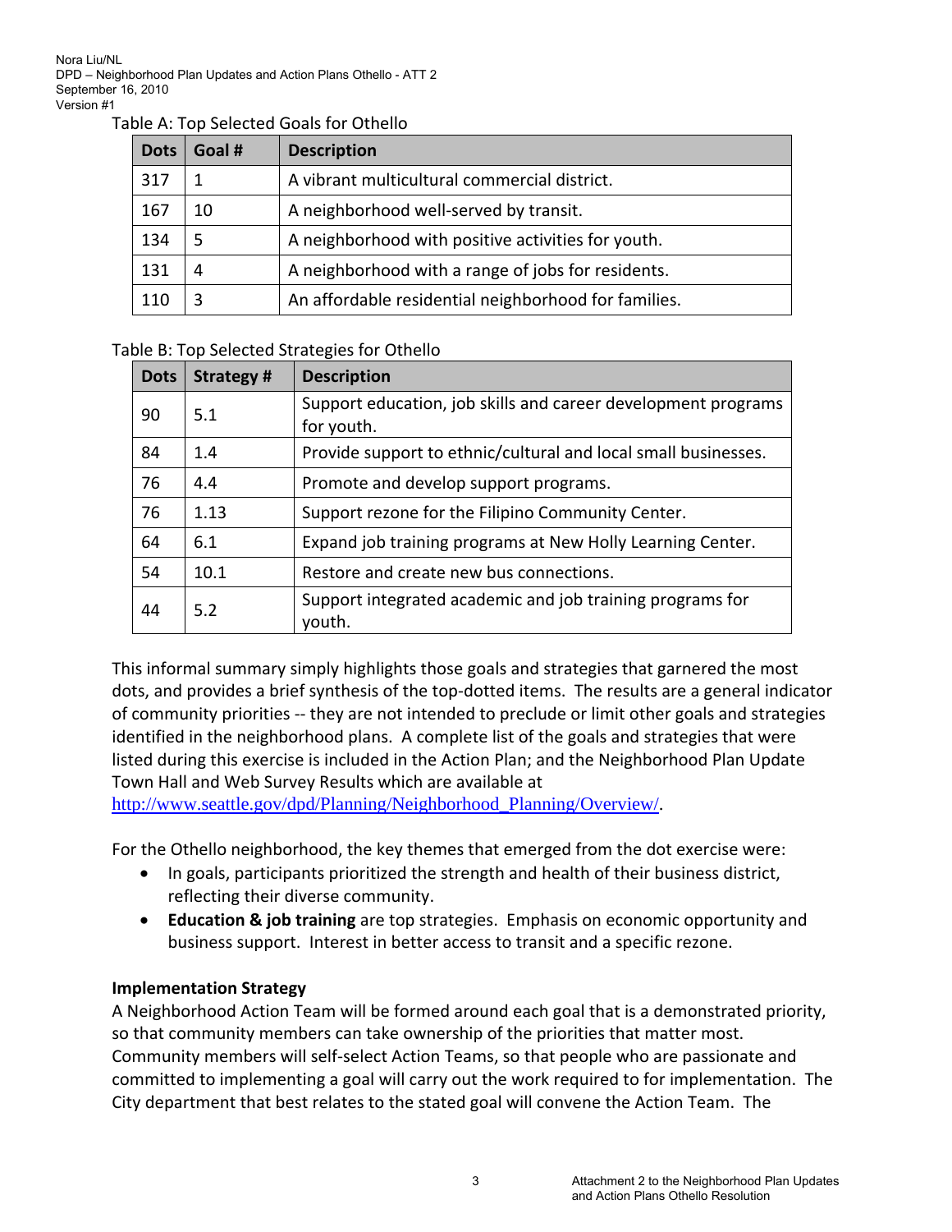Table A: Top Selected Goals for Othello

| Dots | Goal # | Description |
|---|---|---|
| 317 | 1 | A vibrant multicultural commercial district. |
| 167 | 10 | A neighborhood well-served by transit. |
| 134 | 5 | A neighborhood with positive activities for youth. |
| 131 | 4 | A neighborhood with a range of jobs for residents. |
| 110 | 3 | An affordable residential neighborhood for families. |

Table B: Top Selected Strategies for Othello

| Dots | Strategy # | Description |
|---|---|---|
| 90 | 5.1 | Support education, job skills and career development programs for youth. |
| 84 | 1.4 | Provide support to ethnic/cultural and local small businesses. |
| 76 | 4.4 | Promote and develop support programs. |
| 76 | 1.13 | Support rezone for the Filipino Community Center. |
| 64 | 6.1 | Expand job training programs at New Holly Learning Center. |
| 54 | 10.1 | Restore and create new bus connections. |
| 44 | 5.2 | Support integrated academic and job training programs for youth. |

This informal summary simply highlights those goals and strategies that garnered the most dots, and provides a brief synthesis of the top-dotted items. The results are a general indicator of community priorities -- they are not intended to preclude or limit other goals and strategies identified in the neighborhood plans. A complete list of the goals and strategies that were listed during this exercise is included in the Action Plan; and the Neighborhood Plan Update Town Hall and Web Survey Results which are available at http://www.seattle.gov/dpd/Planning/Neighborhood_Planning/Overview/.

For the Othello neighborhood, the key themes that emerged from the dot exercise were:

- In goals, participants prioritized the strength and health of their business district, reflecting their diverse community.
- **Education & job training** are top strategies. Emphasis on economic opportunity and business support. Interest in better access to transit and a specific rezone.

**Implementation Strategy**

A Neighborhood Action Team will be formed around each goal that is a demonstrated priority, so that community members can take ownership of the priorities that matter most. Community members will self-select Action Teams, so that people who are passionate and committed to implementing a goal will carry out the work required to for implementation. The City department that best relates to the stated goal will convene the Action Team. The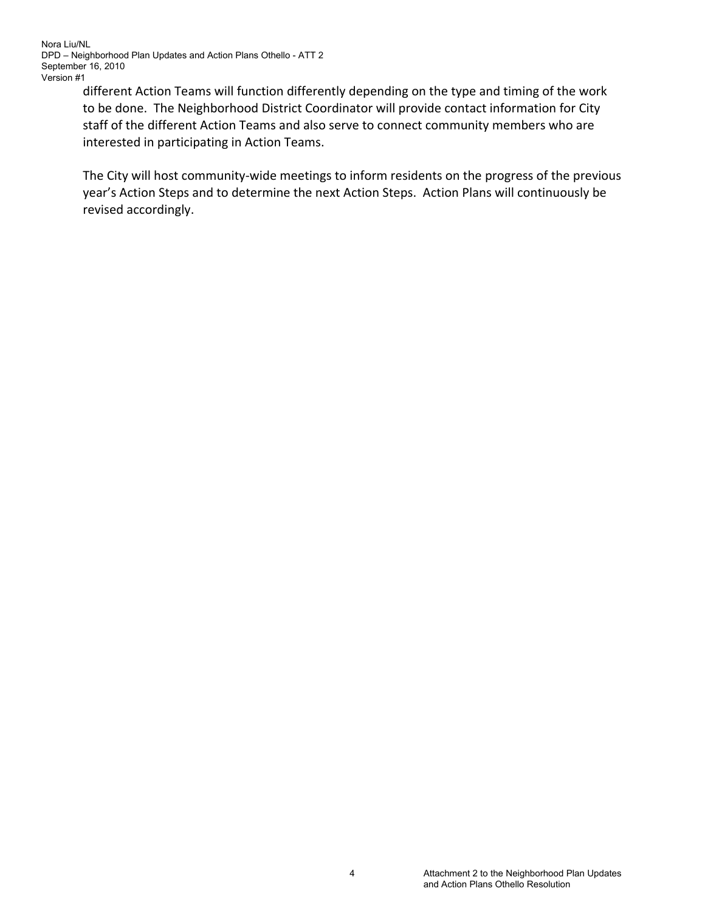different Action Teams will function differently depending on the type and timing of the work to be done. The Neighborhood District Coordinator will provide contact information for City staff of the different Action Teams and also serve to connect community members who are interested in participating in Action Teams.

The City will host community-wide meetings to inform residents on the progress of the previous year's Action Steps and to determine the next Action Steps. Action Plans will continuously be revised accordingly.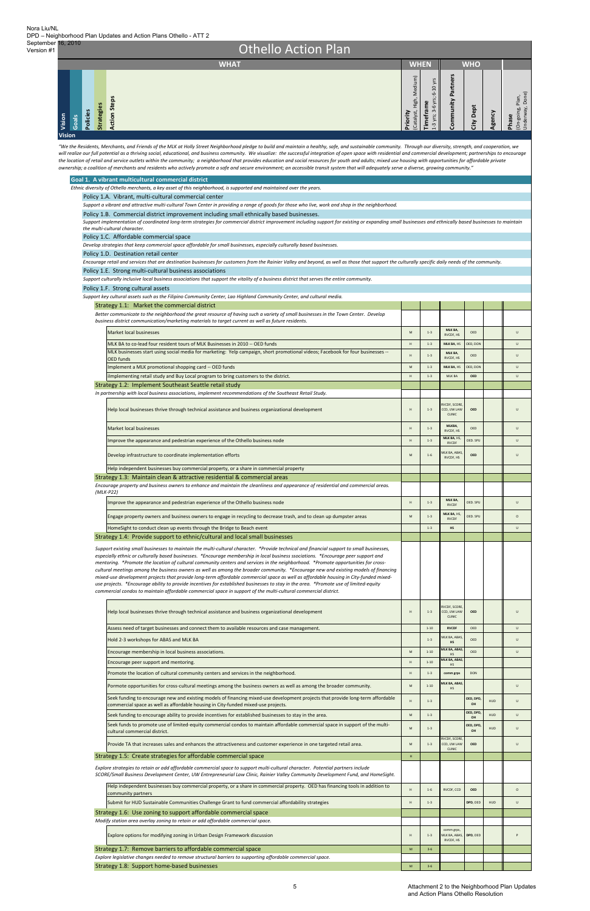Nora Liu/NL
DPD – Neighborhood Plan Updates and Action Plans Othello – ATT 2
September 16, 2010
Version #1

# Othello Action Plan

| WHAT | WHEN | | WHO | | | |
|---|---|---|---|---|---|---|
| Vision / Goals / Policies / Strategies / Action Steps | Priority (Catalyst, High, Medium) | Timeframe 1-3 yrs; 3-6 yrs; 6-10 yrs | Community Partners | City Dept | Agency | Phase (On-going, Plan, Underway, Done) |

**Vision**

*"We the Residents, Merchants, and Friends of the MLK at Holly Street Neighborhood pledge to build and maintain a healthy, safe, and sustainable community. Through our diversity, strength, and cooperation, we will realize our full potential as a thriving social, educational, and business community. We visualize: the successful integration of open space with residential and commercial development; partnerships to encourage the location of retail and service outlets within the community; a neighborhood that provides education and social resources for youth and adults; mixed use housing with opportunities for affordable private ownership; a coalition of merchants and residents who actively promote a safe and secure environment; an accessible transit system that will adequately serve a diverse, growing community."*

## Goal 1. A vibrant multicultural commercial district

*Ethnic diversity of Othello merchants, a key asset of this neighborhood, is supported and maintained over the years.*

### Policy 1.A. Vibrant, multi-cultural commercial center

*Support a vibrant and attractive multi-cultural Town Center in providing a range of goods for those who live, work and shop in the neighborhood.*

### Policy 1.B. Commercial district improvement including small ethnically based businesses.

*Support implementation of coordinated long-term strategies for commercial district improvement including support for existing or expanding small businesses and ethnically based businesses to maintain the multi-cultural character.*

### Policy 1.C. Affordable commercial space

*Develop strategies that keep commercial space affordable for small businesses, especially culturally based businesses.*

### Policy 1.D. Destination retail center

*Encourage retail and services that are destination businesses for customers from the Rainier Valley and beyond, as well as those that support the culturally specific daily needs of the community.*

### Policy 1.E. Strong multi-cultural business associations

*Support culturally inclusive local business associations that support the vitality of a business district that serves the entire community.*

### Policy 1.F. Strong cultural assets

*Support key cultural assets such as the Filipino Community Center, Lao Highland Community Center, and cultural media.*

| Action Steps | Priority | Timeframe | Community Partners | City Dept | Agency | Phase |
|---|---|---|---|---|---|---|
| **Strategy 1.1: Market the commercial district** | | | | | | |
| *Better communicate to the neighborhood the great resource of having such a variety of small businesses in the Town Center. Develop business district communication/marketing materials to target current as well as future residents.* | | | | | | |
| Market local businesses | M | 1-3 | MLK BA, RVCDF, HS | OED | | U |
| MLK BA to co-lead four resident tours of MLK Businesses in 2010 -- OED funds | H | 1-3 | MLK BA, HS | OED, DON | | U |
| MLK businesses start using social media for marketing: Yelp campaign, short promotional videos; Facebook for four businesses -- OED funds | H | 1-3 | MLK BA, RVCDF, HS | OED | | U |
| Implement a MLK promotional shopping card -- OED funds | M | 1-3 | MLK BA, HS | OED, DON | | U |
| iImplementing retail study and Buy Local program to bring customers to the district. | H | 1-3 | MLK BA | OED | | U |
| **Strategy 1.2: Implement Southeast Seattle retail study** | | | | | | |
| *In partnership with local business associations, implement recommendations of the Southeast Retail Study.* | | | | | | |
| Help local businesses thrive through technical assistance and business organizational development | H | 1-3 | RVCDF, SCORE, CCD, UW LAW CLINIC | OED | | U |
| Market local businesses | H | 1-3 | MLKBA, RVCDF, HS | OED | | U |
| Improve the appearance and pedestrian experience of the Othello business node | H | 1-3 | MLK BA, HS, RVCDF | OED, SPU | | U |
| Develop infrastructure to coordinate implementation efforts | M | 1-6 | MLK BA, ABAS, RVCDF, HS | OED | | U |
| Help independent businesses buy commercial property, or a share in commercial property | | | | | | |
| **Strategy 1.3: Maintain clean & attractive residential & commercial areas** | | | | | | |
| *Encourage property and business owners to enhance and maintain the cleanliness and appearance of residential and commercial areas. (MLK-P22)* | | | | | | |
| Improve the appearance and pedestrian experience of the Othello business node | H | 1-3 | MLK BA, RVCDF | OED, SPU | | U |
| Engage property owners and business owners to engage in recycling to decrease trash, and to clean up dumpster areas | M | 1-3 | MLK BA, HS, RVCDF | OED, SPU | | O |
| HomeSight to conduct clean up events through the Bridge to Beach event | | 1-3 | HS | | | U |
| **Strategy 1.4: Provide support to ethnic/cultural and local small businesses** | | | | | | |
| *Support existing small businesses to maintain the multi-cultural character. \*Provide technical and financial support to small businesses, especially ethnic or culturally based businesses. \*Encourage membership in local business ssociations. \*Encourage peer support and mentoring. \*Promote the location of cultural community centers and services in the neighborhood. \*Promote opportunities for cross-cultural meetings among the business owners as well as among the broader community. \*Encourage new and existing models of financing mixed-use development projects that provide long-term affordable commercial space as well as affordable housing in City-funded mixed-use projects. \*Encourage ability to provide incentives for established businesses to stay in the area. \*Promote use of limited-equity commercial condos to maintain affordable commercial space in support of the multi-cultural commercial district.* | | | | | | |
| Help local businesses thrive through technical assistance and business organizational development | H | 1-3 | RVCDF, SCORE, CCD, UW LAW CLINIC | OED | | U |
| Assess need of target businesses and connect them to available resources and case management. | | 1-10 | RVCDF | OED | | U |
| Hold 2-3 workshops for ABAS and MLK BA | | 1-3 | MLK BA, ABAS, HS | OED | | U |
| Encourage membership in local business associations. | M | 1-10 | MLK BA, ABAS, HS | OED | | U |
| Encourage peer support and mentoring. | H | 1-10 | MLK BA, ABAS, HS | | | |
| Promote the location of cultural community centers and services in the neighborhood. | H | 1-3 | comm grps | DON | | U |
| Pormote opportunities for cross-cultural meetings among the business owners as well as among the broader community. | M | 1-10 | MLK BA, ABAS, HS | | | U |
| Seek funding to encourage new and existing models of financing mixed-use development projects that provide long-term affordable commercial space as well as affordable housing in City-funded mixed-use projects. | H | 1-3 | | OED, DPD, OH | HUD | U |
| Seek funding to encourage ability to provide incentives for established businesses to stay in the area. | M | 1-3 | | OED, DPD, OH | HUD | U |
| Seek funds to promote use of limited-equity commercial condos to maintain affordable commercial space in support of the multi-cultural commercial district. | M | 1-3 | | OED, DPD, OH | HUD | U |
| Provide TA that increases sales and enhances the attractiveness and customer experience in one targeted retail area. | M | 1-3 | RVCDF, SCORE, CCD, UW LAW CLINIC | OED | | U |
| **Strategy 1.5: Create strategies for affordable commercial space** | H | | | | | |
| *Explore strategies to retain or add affordable commercial space to support multi-cultural character. Potential partners include SCORE/Small Business Development Center, UW Entrepreneurial Law Clinic, Rainier Valley Community Development Fund, and HomeSight.* | | | | | | |
| Help independent businesses buy commercial property, or a share in commercial property. OED has financing tools in addition to community partners | H | 1-6 | RVCDF, CCD | OED | | O |
| Submit for HUD Sustainable Communities Challenge Grant to fund commercial affordability strategies | H | 1-3 | | DPD, OED | HUD | U |
| **Strategy 1.6: Use zoning to support affordable commercial space** | | | | | | |
| *Modify station area overlay zoning to retain or add affordable commercial space.* | | | | | | |
| Explore options for modifying zoning in Urban Design Framework discussion | H | 1-3 | comm grps, MLK BA, ABAS, RVCDF, HS | DPD, OED | | P |
| **Strategy 1.7: Remove barriers to affordable commercial space** | M | 3-6 | | | | |
| *Explore legislative changes needed to remove structural barriers to supporting affordable commercial space.* | | | | | | |
| **Strategy 1.8: Support home-based businesses** | M | 3-6 | | | | |

Attachment 2 to the Neighborhood Plan Updates and Action Plans Othello Resolution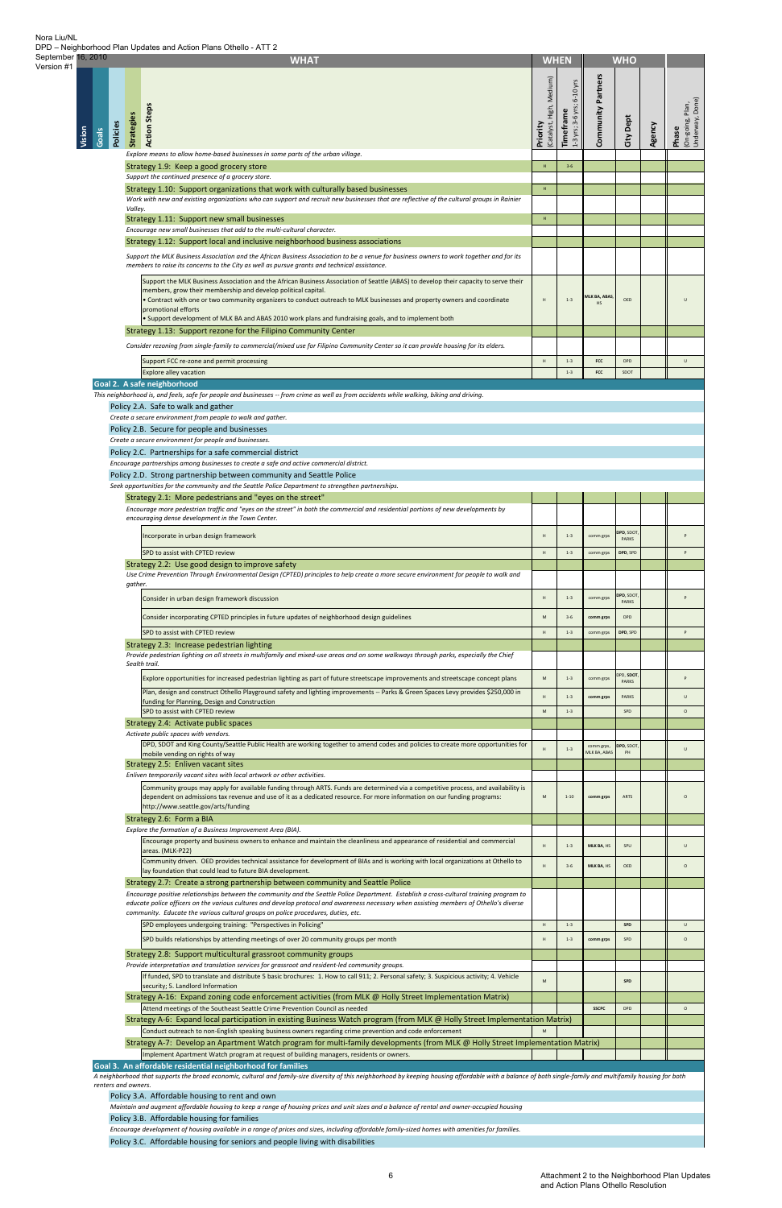Nora Liu/NL
DPD – Neighborhood Plan Updates and Action Plans Othello - ATT 2
September 16, 2010
Version #1

| WHAT | Priority (Catalyst, High, Medium) | Timeframe 1-3 yrs; 3-6 yrs; 6-10 yrs | Community Partners | City Dept | Agency | Phase (On-going, Plan, Underway, Done) |
|---|---|---|---|---|---|---|
| *Explore means to allow home-based businesses in some parts of the urban village.* | | | | | | |
| Strategy 1.9: Keep a good grocery store | H | 3-6 | | | | |
| *Support the continued presence of a grocery store.* | | | | | | |
| Strategy 1.10: Support organizations that work with culturally based businesses | H | | | | | |
| *Work with new and existing organizations who can support and recruit new businesses that are reflective of the cultural groups in Rainier Valley.* | | | | | | |
| Strategy 1.11: Support new small businesses | H | | | | | |
| *Encourage new small businesses that add to the multi-cultural character.* | | | | | | |
| Strategy 1.12: Support local and inclusive neighborhood business associations | | | | | | |
| *Support the MLK Business Association and the African Business Association to be a venue for business owners to work together and for its members to raise its concerns to the City as well as pursue grants and technical assistance.* | | | | | | |
| Support the MLK Business Association and the African Business Association of Seattle (ABAS) to develop their capacity to serve their members, grow their membership and develop political capital. • Contract with one or two community organizers to conduct outreach to MLK businesses and property owners and coordinate promotional efforts • Support development of MLK BA and ABAS 2010 work plans and fundraising goals, and to implement both | H | 1-3 | MLK BA, ABAS, HS | OED | | U |
| Strategy 1.13: Support rezone for the Filipino Community Center | | | | | | |
| *Consider rezoning from single-family to commercial/mixed use for Filipino Community Center so it can provide housing for its elders.* | | | | | | |
| Support FCC re-zone and permit processing | H | 1-3 | FCC | DPD | | U |
| Explore alley vacation | | 1-3 | FCC | SDOT | | |
| **Goal 2. A safe neighborhood** | | | | | | |
| *This neighborhood is, and feels, safe for people and businesses -- from crime as well as from accidents while walking, biking and driving.* | | | | | | |
| Policy 2.A. Safe to walk and gather | | | | | | |
| *Create a secure environment from people to walk and gather.* | | | | | | |
| Policy 2.B. Secure for people and businesses | | | | | | |
| *Create a secure environment for people and businesses.* | | | | | | |
| Policy 2.C. Partnerships for a safe commercial district | | | | | | |
| *Encourage partnerships among businesses to create a safe and active commercial district.* | | | | | | |
| Policy 2.D. Strong partnership between community and Seattle Police | | | | | | |
| *Seek opportunities for the community and the Seattle Police Department to strengthen partnerships.* | | | | | | |
| Strategy 2.1: More pedestrians and "eyes on the street" | | | | | | |
| *Encourage more pedestrian traffic and "eyes on the street" in both the commercial and residential portions of new developments by encouraging dense development in the Town Center.* | | | | | | |
| Incorporate in urban design framework | H | 1-3 | comm grps | DPD, SDOT, PARKS | | P |
| SPD to assist with CPTED review | H | 1-3 | comm grps | DPD, SPD | | P |
| Strategy 2.2: Use good design to improve safety | | | | | | |
| *Use Crime Prevention Through Environmental Design (CPTED) principles to help create a more secure environment for people to walk and gather.* | | | | | | |
| Consider in urban design framework discussion | H | 1-3 | comm grps | DPD, SDOT, PARKS | | P |
| Consider incorporating CPTED principles in future updates of neighborhood design guidelines | M | 3-6 | comm grps | DPD | | |
| SPD to assist with CPTED review | H | 1-3 | comm grps | DPD, SPD | | P |
| Strategy 2.3: Increase pedestrian lighting | | | | | | |
| *Provide pedestrian lighting on all streets in multifamily and mixed-use areas and on some walkways through parks, especially the Chief Sealth trail.* | | | | | | |
| Explore opportunities for increased pedestrian lighting as part of future streetscape improvements and streetscape concept plans | M | 1-3 | comm grps | DPD, SDOT, PARKS | | P |
| Plan, design and construct Othello Playground safety and lighting improvements -- Parks & Green Spaces Levy provides $250,000 in funding for Planning, Design and Construction | H | 1-3 | comm grps | PARKS | | U |
| SPD to assist with CPTED review | M | 1-3 | | SPD | | O |
| Strategy 2.4: Activate public spaces | | | | | | |
| *Activate public spaces with vendors.* | | | | | | |
| DPD, SDOT and King County/Seattle Public Health are working together to amend codes and policies to create more opportunities for mobile vending on rights of way | H | 1-3 | comm grps, MLK BA, ABAS | DPD, SDOT, PH | | U |
| Strategy 2.5: Enliven vacant sites | | | | | | |
| *Enliven temporarily vacant sites with local artwork or other activities.* | | | | | | |
| Community groups may apply for available funding through ARTS. Funds are determined via a competitive process, and availability is dependent on admissions tax revenue and use of it as a dedicated resource. For more information on our funding programs: http://www.seattle.gov/arts/funding | M | 1-10 | comm grps | ARTS | | O |
| Strategy 2.6: Form a BIA | | | | | | |
| *Explore the formation of a Business Improvement Area (BIA).* | | | | | | |
| Encourage property and business owners to enhance and maintain the cleanliness and appearance of residential and commercial areas. (MLK-P22) | H | 1-3 | MLK BA, HS | SPU | | U |
| Community driven. OED provides technical assistance for development of BIAs and is working with local organizations at Othello to lay foundation that could lead to future BIA development. | H | 3-6 | MLK BA, HS | OED | | O |
| Strategy 2.7: Create a strong partnership between community and Seattle Police | | | | | | |
| *Encourage positive relationships between the community and the Seattle Police Department. Establish a cross-cultural training program to educate police officers on the various cultures and develop protocol and awareness necessary when assisting members of Othello's diverse community. Educate the various cultural groups on police procedures, duties, etc.* | | | | | | |
| SPD employees undergoing training: "Perspectives in Policing" | H | 1-3 | | SPD | | U |
| SPD builds relationships by attending meetings of over 20 community groups per month | H | 1-3 | comm grps | SPD | | O |
| Strategy 2.8: Support multicultural grassroot community groups | | | | | | |
| *Provide interpretation and translation services for grassroot and resident-led community groups.* | | | | | | |
| If funded, SPD to translate and distribute 5 basic brochures: 1. How to call 911; 2. Personal safety; 3. Suspicious activity; 4. Vehicle security; 5. Landlord Information | M | | | SPD | | |
| Strategy A-16: Expand zoning code enforcement activities (from MLK @ Holly Street Implementation Matrix) | | | | | | |
| Attend meetings of the Southeast Seattle Crime Prevention Council as needed | | | SSCPC | DPD | | O |
| Strategy A-6: Expand local participation in existing Business Watch program (from MLK @ Holly Street Implementation Matrix) | | | | | | |
| Conduct outreach to non-English speaking business owners regarding crime prevention and code enforcement | M | | | | | |
| Strategy A-7: Develop an Apartment Watch program for multi-family developments (from MLK @ Holly Street Implementation Matrix) | | | | | | |
| Implement Apartment Watch program at request of building managers, residents or owners. | | | | | | |
| **Goal 3. An affordable residential neighborhood for families** | | | | | | |
| *A neighborhood that supports the broad economic, cultural and family-size diversity of this neighborhood by keeping housing affordable with a balance of both single-family and multifamily housing for both renters and owners.* | | | | | | |
| Policy 3.A. Affordable housing to rent and own | | | | | | |
| *Maintain and augment affordable housing to keep a range of housing prices and unit sizes and a balance of rental and owner-occupied housing* | | | | | | |
| Policy 3.B. Affordable housing for families | | | | | | |
| *Encourage development of housing available in a range of prices and sizes, including affordable family-sized homes with amenities for families.* | | | | | | |
| Policy 3.C. Affordable housing for seniors and people living with disabilities | | | | | | |

Attachment 2 to the Neighborhood Plan Updates and Action Plans Othello Resolution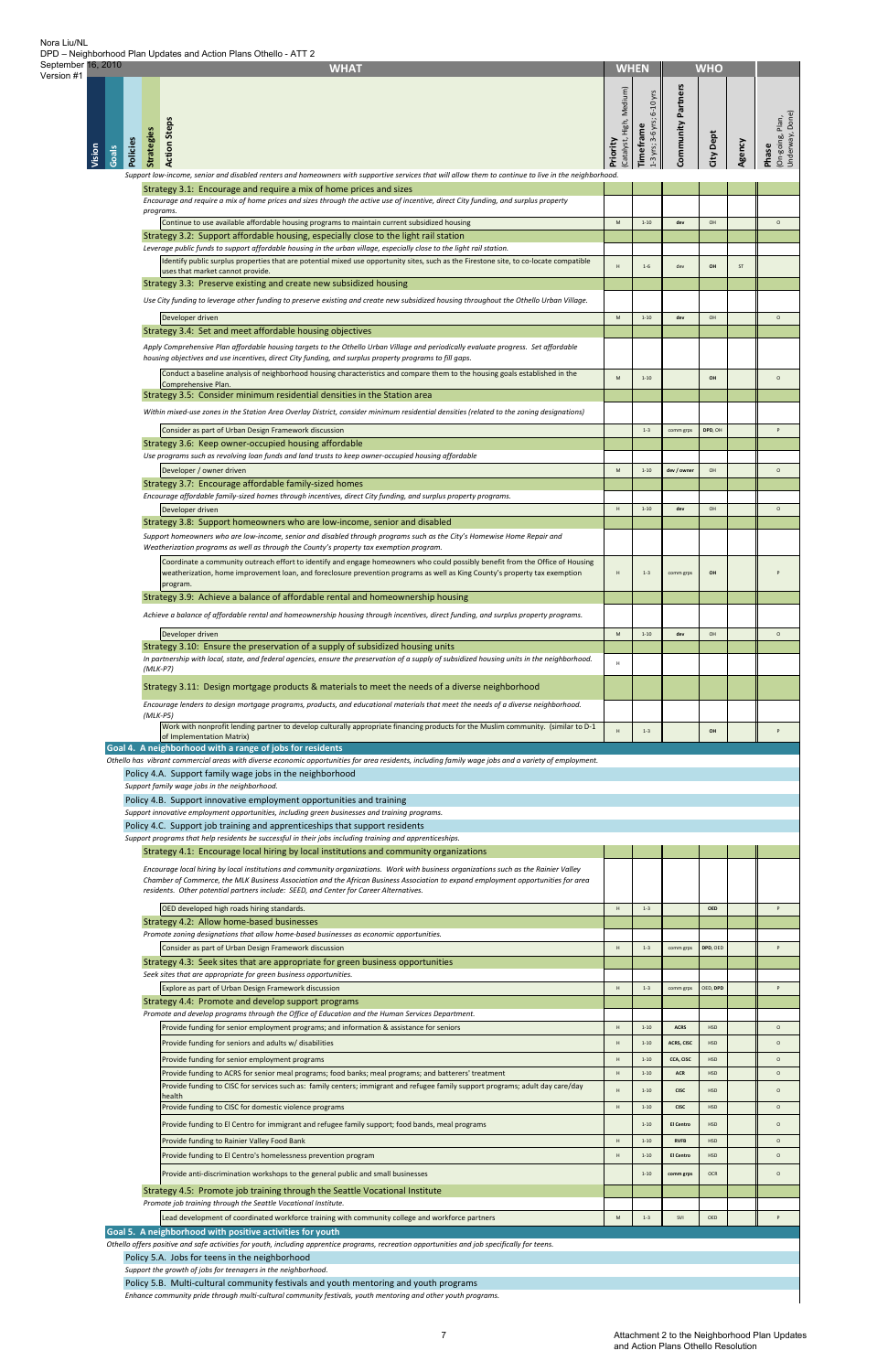Nora Liu/NL
DPD – Neighborhood Plan Updates and Action Plans Othello - ATT 2
September 16, 2010
Version #1

| WHAT | Priority (Catalyst, High, Medium) | Timeframe 1-3 yrs; 3-6 yrs; 6-10 yrs | Community Partners | City Dept | Agency | Phase (On-going, Plan, Underway, Done) |
|---|---|---|---|---|---|---|
| *Support low-income, senior and disabled renters and homeowners with supportive services that will allow them to continue to live in the neighborhood.* | | | | | | |
| Strategy 3.1: Encourage and require a mix of home prices and sizes | | | | | | |
| *Encourage and require a mix of home prices and sizes through the active use of incentive, direct City funding, and surplus property programs.* | | | | | | |
| Continue to use available affordable housing programs to maintain current subsidized housing | M | 1-10 | **dev** | OH | | O |
| Strategy 3.2: Support affordable housing, especially close to the light rail station | | | | | | |
| *Leverage public funds to support affordable housing in the urban village, especially close to the light rail station.* | | | | | | |
| Identify public surplus properties that are potential mixed use opportunity sites, such as the Firestone site, to co-locate compatible uses that market cannot provide. | H | 1-6 | dev | **OH** | ST | |
| Strategy 3.3: Preserve existing and create new subsidized housing | | | | | | |
| *Use City funding to leverage other funding to preserve existing and create new subsidized housing throughout the Othello Urban Village.* | | | | | | |
| Developer driven | M | 1-10 | **dev** | OH | | O |
| Strategy 3.4: Set and meet affordable housing objectives | | | | | | |
| *Apply Comprehensive Plan affordable housing targets to the Othello Urban Village and periodically evaluate progress. Set affordable housing objectives and use incentives, direct City funding, and surplus property programs to fill gaps.* | | | | | | |
| Conduct a baseline analysis of neighborhood housing characteristics and compare them to the housing goals established in the Comprehensive Plan. | M | 1-10 | | **OH** | | O |
| Strategy 3.5: Consider minimum residential densities in the Station area | | | | | | |
| *Within mixed-use zones in the Station Area Overlay District, consider minimum residential densities (related to the zoning designations)* | | | | | | |
| Consider as part of Urban Design Framework discussion | | 1-3 | comm grps | **DPD**, OH | | P |
| Strategy 3.6: Keep owner-occupied housing affordable | | | | | | |
| *Use programs such as revolving loan funds and land trusts to keep owner-occupied housing affordable* | | | | | | |
| Developer / owner driven | M | 1-10 | **dev / owner** | OH | | O |
| Strategy 3.7: Encourage affordable family-sized homes | | | | | | |
| *Encourage affordable family-sized homes through incentives, direct City funding, and surplus property programs.* | | | | | | |
| Developer driven | H | 1-10 | **dev** | OH | | O |
| Strategy 3.8: Support homeowners who are low-income, senior and disabled | | | | | | |
| *Support homeowners who are low-income, senior and disabled through programs such as the City's Homewise Home Repair and Weatherization programs as well as through the County's property tax exemption program.* | | | | | | |
| Coordinate a community outreach effort to identify and engage homeowners who could possibly benefit from the Office of Housing weatherization, home improvement loan, and foreclosure prevention programs as well as King County's property tax exemption program. | H | 1-3 | comm grps | **OH** | | P |
| Strategy 3.9: Achieve a balance of affordable rental and homeownership housing | | | | | | |
| *Achieve a balance of affordable rental and homeownership housing through incentives, direct funding, and surplus property programs.* | | | | | | |
| Developer driven | M | 1-10 | **dev** | OH | | O |
| Strategy 3.10: Ensure the preservation of a supply of subsidized housing units | | | | | | |
| *In partnership with local, state, and federal agencies, ensure the preservation of a supply of subsidized housing units in the neighborhood. (MLK-P7)* | H | | | | | |
| Strategy 3.11: Design mortgage products & materials to meet the needs of a diverse neighborhood | | | | | | |
| *Encourage lenders to design mortgage programs, products, and educational materials that meet the needs of a diverse neighborhood. (MLK-P5)* | | | | | | |
| Work with nonprofit lending partner to develop culturally appropriate financing products for the Muslim community. (similar to D-1 of Implementation Matrix) | H | 1-3 | | **OH** | | P |
| **Goal 4. A neighborhood with a range of jobs for residents** | | | | | | |
| *Othello has vibrant commercial areas with diverse economic opportunities for area residents, including family wage jobs and a variety of employment.* | | | | | | |
| Policy 4.A. Support family wage jobs in the neighborhood | | | | | | |
| *Support family wage jobs in the neighborhood.* | | | | | | |
| Policy 4.B. Support innovative employment opportunities and training | | | | | | |
| *Support innovative employment opportunities, including green businesses and training programs.* | | | | | | |
| Policy 4.C. Support job training and apprenticeships that support residents | | | | | | |
| *Support programs that help residents be successful in their jobs including training and apprenticeships.* | | | | | | |
| Strategy 4.1: Encourage local hiring by local institutions and community organizations | | | | | | |
| *Encourage local hiring by local institutions and community organizations. Work with business organizations such as the Rainier Valley Chamber of Commerce, the MLK Business Association and the African Business Association to expand employment opportunities for area residents. Other potential partners include: SEED, and Center for Career Alternatives.* | | | | | | |
| OED developed high roads hiring standards. | H | 1-3 | | **OED** | | P |
| Strategy 4.2: Allow home-based businesses | | | | | | |
| *Promote zoning designations that allow home-based businesses as economic opportunities.* | | | | | | |
| Consider as part of Urban Design Framework discussion | H | 1-3 | comm grps | **DPD**, OED | | P |
| Strategy 4.3: Seek sites that are appropriate for green business opportunities | | | | | | |
| *Seek sites that are appropriate for green business opportunities.* | | | | | | |
| Explore as part of Urban Design Framework discussion | H | 1-3 | comm grps | OED, **DPD** | | P |
| Strategy 4.4: Promote and develop support programs | | | | | | |
| *Promote and develop programs through the Office of Education and the Human Services Department.* | | | | | | |
| Provide funding for senior employment programs; and information & assistance for seniors | H | 1-10 | **ACRS** | HSD | | O |
| Provide funding for seniors and adults w/ disabilities | H | 1-10 | **ACRS, CISC** | HSD | | O |
| Provide funding for senior employment programs | H | 1-10 | **CCA, CISC** | HSD | | O |
| Provide funding to ACRS for senior meal programs; food banks; meal programs; and batterers' treatment | H | 1-10 | **ACR** | HSD | | O |
| Provide funding to CISC for services such as: family centers; immigrant and refugee family support programs; adult day care/day health | H | 1-10 | **CISC** | HSD | | O |
| Provide funding to CISC for domestic violence programs | H | 1-10 | **CISC** | HSD | | O |
| Provide funding to El Centro for immigrant and refugee family support; food bands, meal programs | | 1-10 | **El Centro** | HSD | | O |
| Provide funding to Rainier Valley Food Bank | H | 1-10 | **RVFB** | HSD | | O |
| Provide funding to El Centro's homelessness prevention program | H | 1-10 | **El Centro** | HSD | | O |
| Provide anti-discrimination workshops to the general public and small businesses | | 1-10 | **comm grps** | OCR | | O |
| Strategy 4.5: Promote job training through the Seattle Vocational Institute | | | | | | |
| *Promote job training through the Seattle Vocational Institute.* | | | | | | |
| Lead development of coordinated workforce training with community college and workforce partners | M | 1-3 | SVI | OED | | P |
| **Goal 5. A neighborhood with positive activities for youth** | | | | | | |
| *Othello offers positive and safe activities for youth, including apprentice programs, recreation opportunities and job specifically for teens.* | | | | | | |
| Policy 5.A. Jobs for teens in the neighborhood | | | | | | |
| *Support the growth of jobs for teenagers in the neighborhood.* | | | | | | |
| Policy 5.B. Multi-cultural community festivals and youth mentoring and youth programs | | | | | | |
| *Enhance community pride through multi-cultural community festivals, youth mentoring and other youth programs.* | | | | | | |

Attachment 2 to the Neighborhood Plan Updates and Action Plans Othello Resolution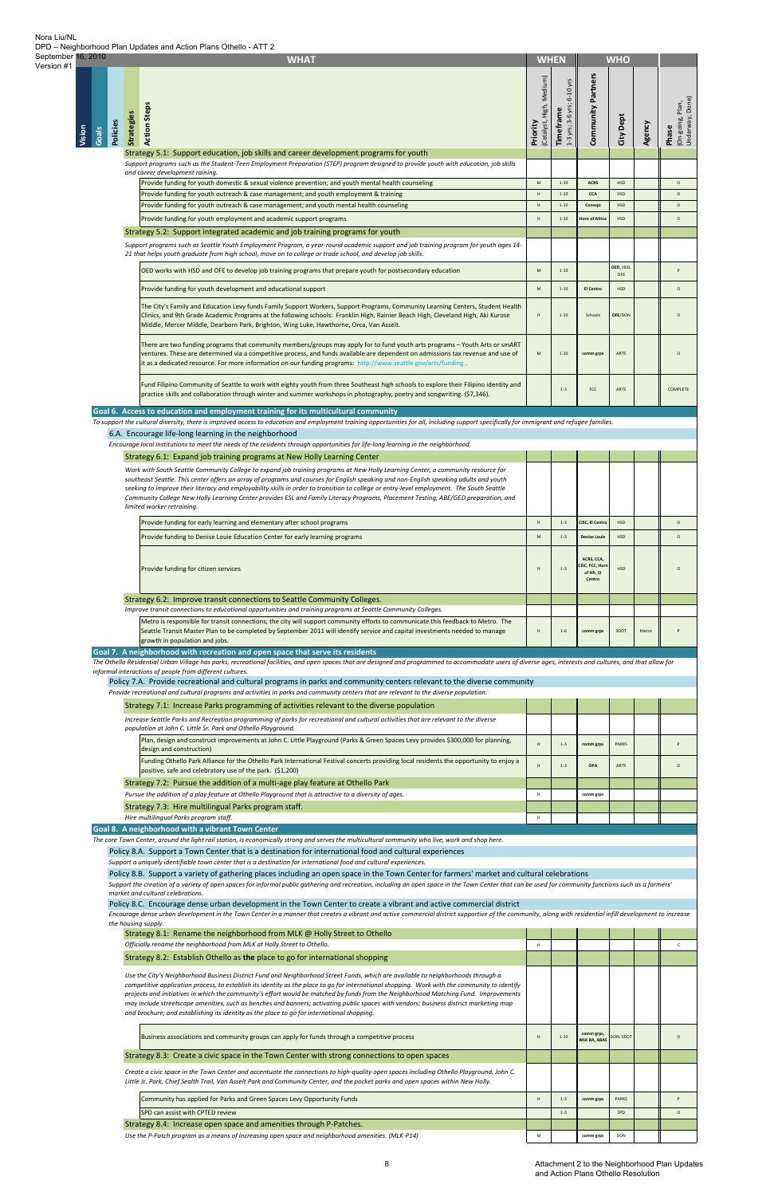Nora Liu/NL
DPD – Neighborhood Plan Updates and Action Plans Othello - ATT 2
September 16, 2010
Version #1

| WHAT | | | | | WHEN | | WHO | | | |
|---|---|---|---|---|---|---|---|---|---|---|
| Vision | Goals | Policies | Strategies | Action Steps | Priority (Catalyst, High, Medium) | Timeframe 1-3 yrs; 3-6 yrs; 6-10 yrs | Community Partners | City Dept | Agency | Phase (On-going, Plan, Underway, Done) |
| | | | **Strategy 5.1: Support education, job skills and career development programs for youth** | | | | | | | |
| | | | *Support programs such as the Student-Teen Employment Preparation (STEP) program designed to provide youth with education, job skills and career development raining.* | | | | | | | |
| | | | | Provide funding for youth domestic & sexual violence prevention; and youth mental health counseling | M | 1-10 | ACRS | HSD | | O |
| | | | | Provide funding for youth outreach & case management; and youth employment & training | H | 1-10 | CCA | HSD | | O |
| | | | | Provide funding for youth outreach & case management; and youth mental health counseling | H | 1-10 | Consejo | HSD | | O |
| | | | | Provide funding for youth employment and academic support programs | H | 1-10 | Horn of Africa | HSD | | O |
| | | | **Strategy 5.2: Support integrated academic and job training programs for youth** | | | | | | | |
| | | | *Support programs such as Seattle Youth Employment Program, a year-round academic support and job training program for youth ages 14-21 that helps youth graduate from high school, move on to college or trade school, and develop job skills.* | | | | | | | |
| | | | | OED works with HSD and OFE to develop job training programs that prepare youth for postsecondary education | M | 1-10 | | OED, HSD, OFE | | P |
| | | | | Provide funding for youth development and educational support | M | 1-10 | El Centro | HSD | | O |
| | | | | The City's Family and Education Levy funds Family Support Workers, Support Programs, Community Learning Centers, Student Health Clinics, and 9th Grade Academic Programs at the following schools: Franklin High, Rainier Beach High, Cleveland High, Aki Kurose Middle, Mercer Middle, Dearborn Park, Brighton, Wing Luke, Hawthorne, Orca, Van Asselt. | H | 1-10 | Schools | OFE/DON | | O |
| | | | | There are two funding programs that community members/groups may apply for to fund youth arts programs – Youth Arts or smART ventures. These are determined via a competitive process, and funds available are dependent on admissions tax revenue and use of it as a dedicated resource. For more information on our funding programs: http://www.seattle.gov/arts/funding . | M | 1-10 | comm grps | ARTS | | O |
| | | | | Fund Filipino Community of Seattle to work with eighty youth from three Southeast high schools to explore their Filipino identity and practice skills and collaboration through winter and summer workshops in photography, poetry and songwriting. ($7,346). | | 1-3 | FCC | ARTS | | COMPLETE |
| | **Goal 6. Access to education and employment training for its multicultural community** | | | | | | | | | |
| | *To support the cultural diversity, there is improved access to education and employment training opportunities for all, including support specifically for immigrant and refugee families.* | | | | | | | | | |
| | | **6.A. Encourage life-long learning in the neighborhood** | | | | | | | | |
| | | *Encourage local institutions to meet the needs of the residents through opportunities for life-long learning in the neighborhood.* | | | | | | | | |
| | | | **Strategy 6.1: Expand job training programs at New Holly Learning Center** | | | | | | | |
| | | | *Work with South Seattle Community College to expand job training programs at New Holly Learning Center, a community resource for southeast Seattle. This center offers an array of programs and courses for English speaking and non-English speaking adults and youth seeking to improve their literacy and employability skills in order to transition to college or entry-level employment. The South Seattle Community College New Holly Learning Center provides ESL and Family Literacy Programs, Placement Testing, ABE/GED preparation, and limited worker retraining.* | | | | | | | |
| | | | | Provide funding for early learning and elementary after school programs | H | 1-3 | CISC, El Centro | HSD | | O |
| | | | | Provide funding to Denise Louie Education Center for early learning programs | M | 1-3 | Denise Louie | HSD | | O |
| | | | | Provide funding for citizen services | H | 1-3 | ACRS, CCA, CISC, FCC, Horn of Afr, El Centro | HSD | | O |
| | | | **Strategy 6.2: Improve transit connections to Seattle Community Colleges.** | | | | | | | |
| | | | *Improve transit connections to educational opportunities and training programs at Seattle Community Colleges.* | | | | | | | |
| | | | | Metro is responsible for transit connections; the city will support community efforts to communicate this feedback to Metro. The Seattle Transit Master Plan to be completed by September 2011 will identify service and capital investments needed to manage growth in population and jobs. | H | 1-6 | comm grps | SDOT | Metro | P |
| | **Goal 7. A neighborhood with recreation and open space that serves its residents** | | | | | | | | | |
| | *The Othello Residential Urban Village has parks, recreational facilities, and open spaces that are designed and programmed to accommodate users of diverse ages, interests and cultures, and that allow for informal interactions of people from different cultures.* | | | | | | | | | |
| | | **Policy 7.A. Provide recreational and cultural programs in parks and community centers relevant to the diverse community** | | | | | | | | |
| | | *Provide recreational and cultural programs and activities in parks and community centers that are relevant to the diverse population.* | | | | | | | | |
| | | | **Strategy 7.1: Increase Parks programming of activities relevant to the diverse population** | | | | | | | |
| | | | *Increase Seattle Parks and Recreation programming of parks for recreational and cultural activities that are relevant to the diverse population at John C. Little Sr. Park and Othello Playground.* | | | | | | | |
| | | | | Plan, design and construct improvements at John C. Little Playground (Parks & Green Spaces Levy provides $300,000 for planning, design and construction) | H | 1-3 | comm grps | PARKS | | P |
| | | | | Funding Othello Park Alliance for the Othello Park International Festival concerts providing local residents the opportunity to enjoy a positive, safe and celebratory use of the park. ($1,200) | H | 1-3 | OPA | ARTS | | O |
| | | | **Strategy 7.2: Pursue the addition of a multi-age play feature at Othello Park** | | | | | | | |
| | | | *Pursue the addition of a play feature at Othello Playground that is attractive to a diversity of ages.* | | H | | comm grps | | | |
| | | | **Strategy 7.3: Hire multilingual Parks program staff.** | | | | | | | |
| | | | *Hire multilingual Parks program staff.* | | H | | | | | |
| | **Goal 8. A neighborhood with a vibrant Town Center** | | | | | | | | | |
| | *The core Town Center, around the light rail station, is economically strong and serves the multicultural community who live, work and shop here.* | | | | | | | | | |
| | | **Policy 8.A. Support a Town Center that is a destination for international food and cultural experiences** | | | | | | | | |
| | | *Support a uniquely identifiable town center that is a destination for international food and cultural experiences.* | | | | | | | | |
| | | **Policy 8.B. Support a variety of gathering places including an open space in the Town Center for farmers' market and cultural celebrations** | | | | | | | | |
| | | *Support the creation of a variety of open spaces for informal public gathering and recreation, including an open space in the Town Center that can be used for community functions such as a farmers' market and cultural celebrations.* | | | | | | | | |
| | | **Policy 8.C. Encourage dense urban development in the Town Center to create a vibrant and active commercial district** | | | | | | | | |
| | | *Encourage dense urban development in the Town Center in a manner that creates a vibrant and active commercial district supportive of the community, along with residential infill development to increase the housing supply.* | | | | | | | | |
| | | | **Strategy 8.1: Rename the neighborhood from MLK @ Holly Street to Othello** | | | | | | | |
| | | | *Officially rename the neighborhood from MLK at Holly Street to Othello.* | | H | | | | | C |
| | | | **Strategy 8.2: Establish Othello as the place to go for international shopping** | | | | | | | |
| | | | *Use the City's Neighborhood Business District Fund and Neighborhood Street Funds, which are available to neighborhoods through a competitive application process, to establish its identity as the place to go for international shopping. Work with the community to identify projects and initiatives in which the community's effort would be matched by funds from the Neighborhood Matching Fund. Improvements may include streetscape amenities, such as benches and banners; activating public spaces with vendors; business district marketing map and brochure; and establishing its identity as the place to go for international shopping.* | | | | | | | |
| | | | | Business associations and community groups can apply for funds through a competitive process | H | 1-10 | comm grps, MLK BA, ABAS | DON, SDOT | | O |
| | | | **Strategy 8.3: Create a civic space in the Town Center with strong connections to open spaces** | | | | | | | |
| | | | *Create a civic space in the Town Center and accentuate the connections to high-quality open spaces including Othello Playground, John C. Little Jr. Park, Chief Sealth Trail, Van Asselt Park and Community Center, and the pocket parks and open spaces within New Holly.* | | | | | | | |
| | | | | Community has applied for Parks and Green Spaces Levy Opportunity Funds | H | 1-3 | comm grps | PARKS | | P |
| | | | | SPD can assist with CPTED review | | 1-3 | | SPD | | O |
| | | | **Strategy 8.4: Increase open space and amenities through P-Patches.** | | | | | | | |
| | | | *Use the P-Patch program as a means of increasing open space and neighborhood amenities. (MLK-P14)* | | M | | comm grps | DON | | |

Attachment 2 to the Neighborhood Plan Updates and Action Plans Othello Resolution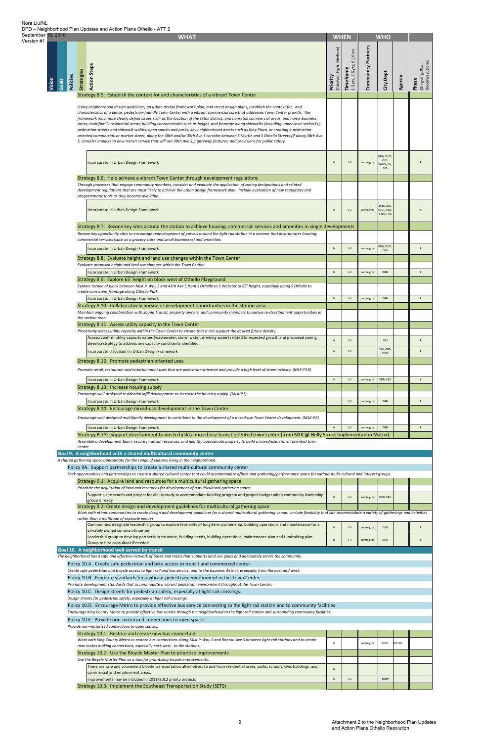Nora Liu/NL
DPD – Neighborhood Plan Updates and Action Plans Othello - ATT 2
September 16, 2010
Version #1

| WHAT | | | | | WHEN | | WHO | | | |
|---|---|---|---|---|---|---|---|---|---|---|
| Vision | Goals | Policies | Strategies | Action Steps | Priority (Catalyst, High, Medium) | Timeframe 1-3 yrs; 3-6 yrs; 6-10 yrs | Community Partners | City Dept | Agency | Phase (On-going, Plan, Underway, Done) |
| | | | Strategy 8.5: Establish the context for and characteristics of a vibrant Town Center | | | | | | | |
| | | | *Using neighborhood design guidelines, an urban design framework plan, and street design plans, establish the context for, and characteristics of a dense, pedestrian-friendly Town Center with a vibrant commercial core that addresses Town Center growth. The framework may more clearly define issues such as the location of the retail district, and nonretail commercial areas, and home-business areas; multifamily residential areas; building characteristics such as height, and frontage along sidewalks (including upper-level setbacks); pedestrian streets and sidewalk widths; open spaces and parks; key neighborhood assets such as King Plaza, or creating a pedestrian-oriented commercial, or market street, along the 38th and/or 39th Ave S corridor between S Myrtle and S Othello Streets (if along 38th Ave S, consider impacts to new transit service that will use 38th Ave S.); gateway features; and provisions for public safety.* | | | | | | | |
| | | | | Incorporate in Urban Design Framework | H | 1-3 | comm grps | DPD, SDOT, OED, PARKS, OH, SPD | | P |
| | | | Strategy 8.6: Help achieve a vibrant Town Center through development regulations | | | | | | | |
| | | | *Through processes that engage community members, consider and evaluate the application of zoning designations and related development regulations that are most likely to achieve the urban design framework plan. Include evaluation of new regulatory and programmatic tools as they become available.* | | | | | | | |
| | | | | Incorporate in Urban Design Framework | H | 1-3 | comm grps | DPD, DON, SDOT, OED, PARKS, OH | | P |
| | | | Strategy 8.7: Rezone key sites around the station to achieve housing, commercial services and amenities in single developments | | | | | | | |
| | | | *Rezone key opportunity sites to encourage redevelopment of parcels around the light rail station in a manner that incorporates housing, commercial services (such as a grocery store and small businesses) and amenities.* | | | | | | | |
| | | | | Incorporate in Urban Design Framework | M | 1-3 | comm grps | DPD, SDOT, OED | | P |
| | | | Strategy 8.8: Evaluate height and land use changes within the Town Center | | | | | | | |
| | | | *Evaluate proposed height and land use changes within the Town Center.* | | | | | | | |
| | | | | Incorporate in Urban Design Framework | M | 1-3 | comm grps | DPD | | P |
| | | | Strategy 8.9: Explore 65' height on block west of Othello Playground | | | | | | | |
| | | | *Explore rezone of block between MLK Jr Way S and 43rd Ave S from S Othello to S Webster to 65' height, especially along S Othello to create consistent frontage along Othello Park.* | | | | | | | |
| | | | | Incorporate in Urban Design Framework | M | 1-3 | comm grps | DPD | | P |
| | | | Strategy 8.10: Collaboratively pursue re-development opportunities in the station area | | | | | | | |
| | | | *Maintain ongoing collaboration with Sound Transit, property owners, and community members to pursue re-development opportunities in the station area.* | | | | | | | |
| | | | Strategy 8.11: Assess utility capacity in the Town Center | | | | | | | |
| | | | *Proactively assess utility capacity within the Town Center to ensure that it can support the desired future density.* | | | | | | | |
| | | | | Assess/confirm utility capacity issues (wastewater, storm water, drinking water) related to expected growth and proposed zoning. Develop strategy to address any capacity constraints identified. | H | 1-3 | | SPU | | P |
| | | | | Incorporate discussion in Urban Design Framework | H | 1-3 | | SPU, DPD, SDOT | | P |
| | | | Strategy 8.12: Promote pedestrian oriented uses | | | | | | | |
| | | | *Promote retail, restaurant and entertainment uses that are pedestrian-oriented and provide a high level of street activity. (MLK-P16)* | | | | | | | |
| | | | | Incorporate in Urban Design Framework | H | 1-3 | comm grps | DPD, OED | | P |
| | | | Strategy 8.13: Increase housing supply | | | | | | | |
| | | | *Encourage well-designed residential infill development to increase the housing supply. (MLK-P1)* | | | | | | | |
| | | | | Incorporate in Urban Design Framework | | 1-3 | comm grps | DPD | | P |
| | | | Strategy 8.14: Encourage mixed-use development in the Town Center | | | | | | | |
| | | | *Encourage well-designed multifamily development to contribute to the development of a mixed-use Town Center development. (MLK-P2)* | | | | | | | |
| | | | | Incorporate in Urban Design Framework | H | 1-3 | comm grps | DPD | | P |
| | | | Strategy B-13: Support development teams to build a mixed-use transit oriented town center (from MLK @ Holly Street Implementation Matrix) | | | | | | | |
| | | | *Assemble a development team, secure financial resources, and identify appropriate property to build a mixed-use, transit oriented town center* | | | | | | | |
| | Goal 9. A neighborhood with a shared multicultural community center | | | | | | | | | |
| | *A shared gathering space appropriate for the range of cultures living in the neighborhood.* | | | | | | | | | |
| | | Policy 9A. Support partnerships to create a shared multi-cultural community center | | | | | | | | |
| | | *Seek opportunities and partnerships to create a shared cultural center that could accommodate offices and gathering/performance space for various multi-cultural and interest groups.* | | | | | | | | |
| | | | Strategy 9.1: Acquire land and resources for a multicultural gathering space | | | | | | | |
| | | | *Prioritize the acquisition of land and resources for development of a multicultural gathering space.* | | | | | | | |
| | | | | Support a site search and project feasibility study to accommodate building program and project budget when community leadership group is ready | H | 1-6 | comm grps | DON, DPD | | |
| | | | Strategy 9.2: Create design and development guidelines for multicultural gathering space | | | | | | | |
| | | | *Work with ethnic communities to create design and development guidelines for a shared multicultural gathering venue. Include flexibility that can accommodate a variety of gatherings and activities rather than a multitude of separate venues.* | | | | | | | |
| | | | | Communities designate leadership group to explore feasibility of long-term partnership, building operations and maintenance for a privately owned community center | H | 1-3 | comm grps | DON | | P |
| | | | | Leadership group to develop partnership structure, building needs, building operations, maintenance plan and fundraising plan. Group to hire consultant if needed | M | 1-3 | comm grps | DON | | P |
| | Goal 10. A neighborhood well-served by transit | | | | | | | | | |
| | *The neighborhood has a safe and effective network of buses and trains that supports land use goals and adequately serves the community.* | | | | | | | | | |
| | | Policy 10.A. Create safe pedestrian and bike access to transit and commercial center | | | | | | | | |
| | | *Create safe pedestrian and bicycle access to light rail and bus service, and to the business district, especially from the east and west.* | | | | | | | | |
| | | Policy 10.B. Promote standards for a vibrant pedestrian environment in the Town Center | | | | | | | | |
| | | *Promote development standards that accommodate a vibrant pedestrian environment throughout the Town Center.* | | | | | | | | |
| | | Policy 10.C. Design streets for pedestrian safety, especially at light rail crossings. | | | | | | | | |
| | | *Design streets for pedestrian safety, especially at light rail crossings.* | | | | | | | | |
| | | Policy 10.D. Encourage Metro to provide effective bus service connecting to the light rail station and to community facilities | | | | | | | | |
| | | *Encourage King County Metro to provide effective bus service through the neighborhood to the light rail station and surrounding community facilities.* | | | | | | | | |
| | | Policy 10.E. Provide non-motorized connections to open spaces | | | | | | | | |
| | | *Provide non-motorized connections to open spaces.* | | | | | | | | |
| | | | Strategy 10.1: Restore and create new bus connections | | | | | | | |
| | | | *Work with King County Metro to restore bus connections along MLK Jr Way S and Renton Ave S between light rail stations and to create new routes making connections, especially east-west, to the stations.* | H | | comm grps | SDOT | METRO | |
| | | | Strategy 10.2: Use the Bicycle Master Plan to prioritize improvements | | | | | | | |
| | | | *Use the Bicycle Master Plan as a tool for prioritizing bicycle improvements.* | | | | | | | |
| | | | | There are safe and convenient bicycle transportation alternatives to and from residential areas, parks, schools, civic buildings, and commercial and employment areas. | H | | | | | |
| | | | | improvements may be included in 2011/2012 prioity projects | H | 1-6 | | SDOT | | |
| | | | Strategy 10.3: Implement the Southeast Transportation Study (SETS) | | | | | | | |

Attachment 2 to the Neighborhood Plan Updates and Action Plans Othello Resolution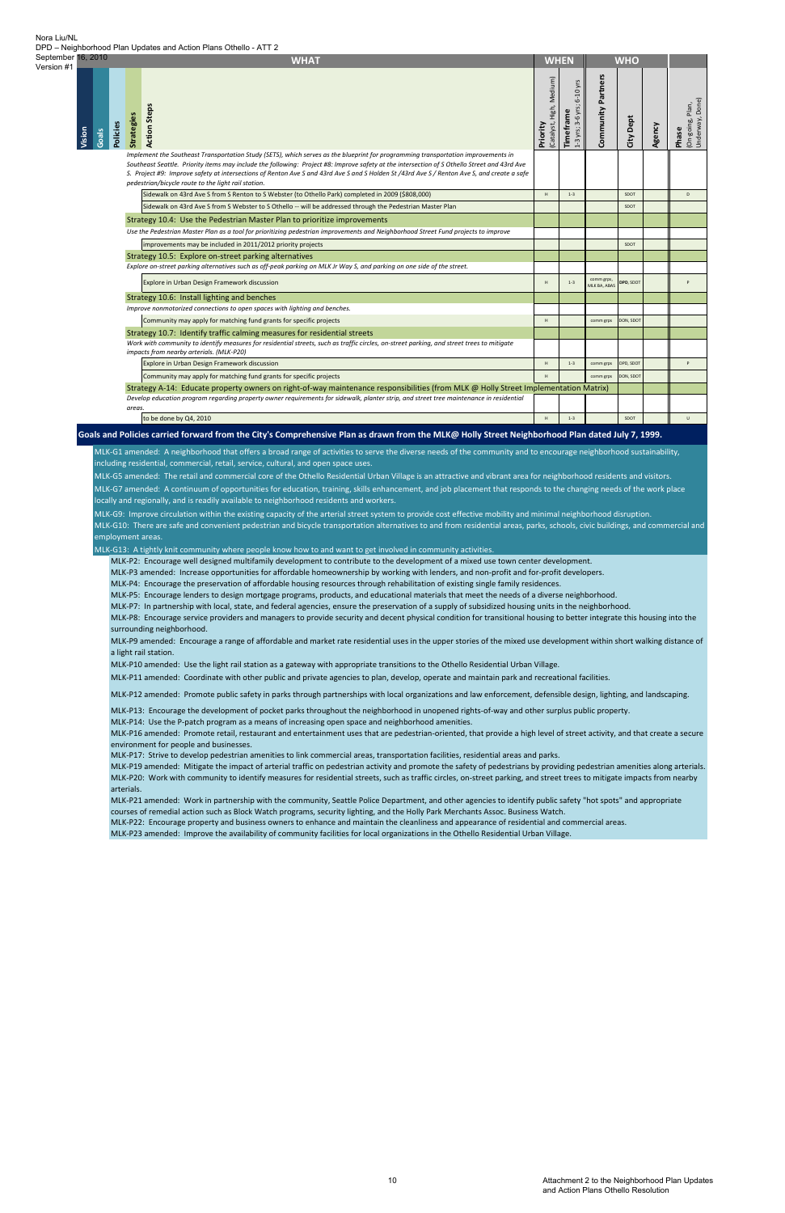Nora Liu/NL
DPD – Neighborhood Plan Updates and Action Plans Othello - ATT 2
September 16, 2010
Version #1

| WHAT | | | | | WHEN | | WHO | | | |
|---|---|---|---|---|---|---|---|---|---|---|
| Vision | Goals | Policies | Strategies | Action Steps | Priority (Catalyst, High, Medium) | Timeframe 1-3 yrs; 3-6 yrs; 6-10 yrs | Community Partners | City Dept | Agency | Phase (On-going, Plan, Underway, Done) |
| | | | | *Implement the Southeast Transportation Study (SETS), which serves as the blueprint for programming transportation improvements in Southeast Seattle. Priority items may include the following: Project #8: Improve safety at the intersection of S Othello Street and 43rd Ave S. Project #9: Improve safety at intersections of Renton Ave S and 43rd Ave S and S Holden St /43rd Ave S / Renton Ave S, and create a safe pedestrian/bicycle route to the light rail station.* | | | | | | |
| | | | | Sidewalk on 43rd Ave S from S Renton to S Webster (to Othello Park) completed in 2009 ($808,000) | H | 1-3 | | SDOT | | D |
| | | | | Sidewalk on 43rd Ave S from S Webster to S Othello -- will be addressed through the Pedestrian Master Plan | | | | SDOT | | |
| | | | Strategy 10.4: Use the Pedestrian Master Plan to prioritize improvements | | | | | | | |
| | | | | *Use the Pedestrian Master Plan as a tool for prioritizing pedestrian improvements and Neighborhood Street Fund projects to improve* | | | | | | |
| | | | | improvements may be included in 2011/2012 priority projects | | | | SDOT | | |
| | | | Strategy 10.5: Explore on-street parking alternatives | | | | | | | |
| | | | | *Explore on-street parking alternatives such as off-peak parking on MLK Jr Way S, and parking on one side of the street.* | | | | | | |
| | | | | Explore in Urban Design Framework discussion | H | 1-3 | comm grps, MLK BA, ABAG | DPD, SDOT | | P |
| | | | Strategy 10.6: Install lighting and benches | | | | | | | |
| | | | | *Improve nonmotorized connections to open spaces with lighting and benches.* | | | | | | |
| | | | | Community may apply for matching fund grants for specific projects | H | | comm grps | DON, SDOT | | |
| | | | Strategy 10.7: Identify traffic calming measures for residential streets | | | | | | | |
| | | | | *Work with community to identify measures for residential streets, such as traffic circles, on-street parking, and street trees to mitigate impacts from nearby arterials. (MLK-P20)* | | | | | | |
| | | | | Explore in Urban Design Framework discussion | H | 1-3 | comm grps | DPD, SDOT | | P |
| | | | | Community may apply for matching fund grants for specific projects | H | | comm grps | DON, SDOT | | |
| | | | Strategy A-14: Educate property owners on right-of-way maintenance responsibilities (from MLK @ Holly Street Implementation Matrix) | | | | | | | |
| | | | | *Develop education program regarding property owner requirements for sidewalk, planter strip, and street tree maintenance in residential areas.* | | | | | | |
| | | | | to be done by Q4, 2010 | H | 1-3 | | SDOT | | U |

**Goals and Policies carried forward from the City's Comprehensive Plan as drawn from the MLK@ Holly Street Neighborhood Plan dated July 7, 1999.**

MLK-G1 amended: A neighborhood that offers a broad range of activities to serve the diverse needs of the community and to encourage neighborhood sustainability, including residential, commercial, retail, service, cultural, and open space uses.

MLK-G5 amended: The retail and commercial core of the Othello Residential Urban Village is an attractive and vibrant area for neighborhood residents and visitors.

MLK-G7 amended: A continuum of opportunities for education, training, skills enhancement, and job placement that responds to the changing needs of the work place locally and regionally, and is readily available to neighborhood residents and workers.

MLK-G9: Improve circulation within the existing capacity of the arterial street system to provide cost effective mobility and minimal neighborhood disruption.

MLK-G10: There are safe and convenient pedestrian and bicycle transportation alternatives to and from residential areas, parks, schools, civic buildings, and commercial and employment areas.

MLK-G13: A tightly knit community where people know how to and want to get involved in community activities.

MLK-P2: Encourage well designed multifamily development to contribute to the development of a mixed use town center development.

MLK-P3 amended: Increase opportunities for affordable homeownership by working with lenders, and non-profit and for-profit developers.

MLK-P4: Encourage the preservation of affordable housing resources through rehabilitation of existing single family residences.

MLK-P5: Encourage lenders to design mortgage programs, products, and educational materials that meet the needs of a diverse neighborhood.

MLK-P7: In partnership with local, state, and federal agencies, ensure the preservation of a supply of subsidized housing units in the neighborhood.

MLK-P8: Encourage service providers and managers to provide security and decent physical condition for transitional housing to better integrate this housing into the surrounding neighborhood.

MLK-P9 amended: Encourage a range of affordable and market rate residential uses in the upper stories of the mixed use development within short walking distance of a light rail station.

MLK-P10 amended: Use the light rail station as a gateway with appropriate transitions to the Othello Residential Urban Village.

MLK-P11 amended: Coordinate with other public and private agencies to plan, develop, operate and maintain park and recreational facilities.

MLK-P12 amended: Promote public safety in parks through partnerships with local organizations and law enforcement, defensible design, lighting, and landscaping.

MLK-P13: Encourage the development of pocket parks throughout the neighborhood in unopened rights-of-way and other surplus public property.

MLK-P14: Use the P-patch program as a means of increasing open space and neighborhood amenities.

MLK-P16 amended: Promote retail, restaurant and entertainment uses that are pedestrian-oriented, that provide a high level of street activity, and that create a secure environment for people and businesses.

MLK-P17: Strive to develop pedestrian amenities to link commercial areas, transportation facilities, residential areas and parks.

MLK-P19 amended: Mitigate the impact of arterial traffic on pedestrian activity and promote the safety of pedestrians by providing pedestrian amenities along arterials.

MLK-P20: Work with community to identify measures for residential streets, such as traffic circles, on-street parking, and street trees to mitigate impacts from nearby arterials.

MLK-P21 amended: Work in partnership with the community, Seattle Police Department, and other agencies to identify public safety "hot spots" and appropriate courses of remedial action such as Block Watch programs, security lighting, and the Holly Park Merchants Assoc. Business Watch.

MLK-P22: Encourage property and business owners to enhance and maintain the cleanliness and appearance of residential and commercial areas.

MLK-P23 amended: Improve the availability of community facilities for local organizations in the Othello Residential Urban Village.

Attachment 2 to the Neighborhood Plan Updates and Action Plans Othello Resolution